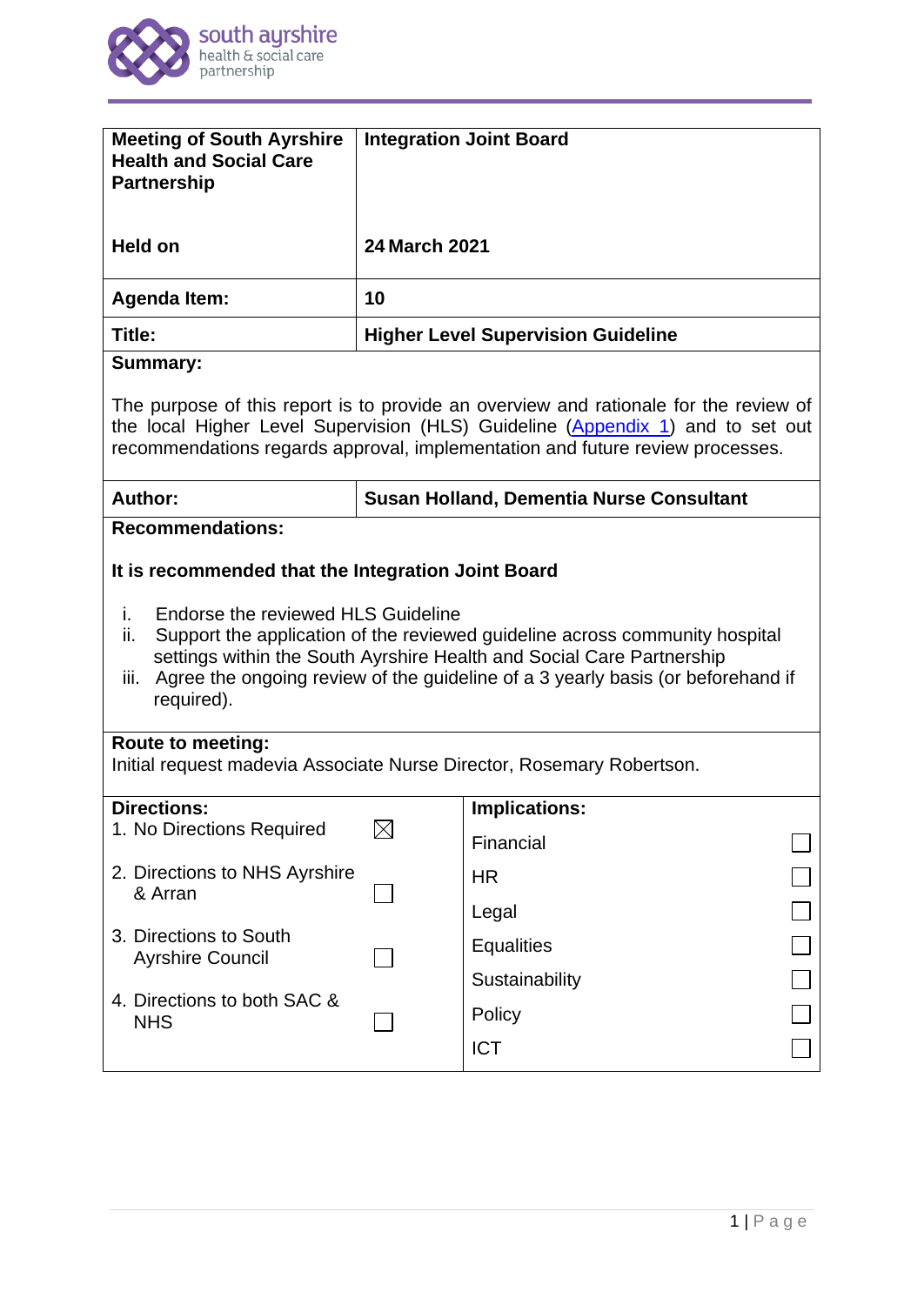| Meeting of South Ayrshire Health and Social Care Partnership | Integration Joint Board |
|---|---|
| **Held on** | **24 March 2021** |
| **Agenda Item:** | **10** |
| **Title:** | **Higher Level Supervision Guideline** |

**Summary:**

The purpose of this report is to provide an overview and rationale for the review of the local Higher Level Supervision (HLS) Guideline (Appendix 1) and to set out recommendations regards approval, implementation and future review processes.

| **Author:** | **Susan Holland, Dementia Nurse Consultant** |
|---|---|

**Recommendations:**

**It is recommended that the Integration Joint Board**

i. Endorse the reviewed HLS Guideline
ii. Support the application of the reviewed guideline across community hospital settings within the South Ayrshire Health and Social Care Partnership
iii. Agree the ongoing review of the guideline of a 3 yearly basis (or beforehand if required).

**Route to meeting:**
Initial request madevia Associate Nurse Director, Rosemary Robertson.

| **Directions:** | | **Implications:** | |
|---|---|---|---|
| 1. No Directions Required | ☒ | Financial | ☐ |
| 2. Directions to NHS Ayrshire & Arran | ☐ | HR | ☐ |
| 3. Directions to South Ayrshire Council | ☐ | Legal | ☐ |
| 4. Directions to both SAC & NHS | ☐ | Equalities | ☐ |
| | | Sustainability | ☐ |
| | | Policy | ☐ |
| | | ICT | ☐ |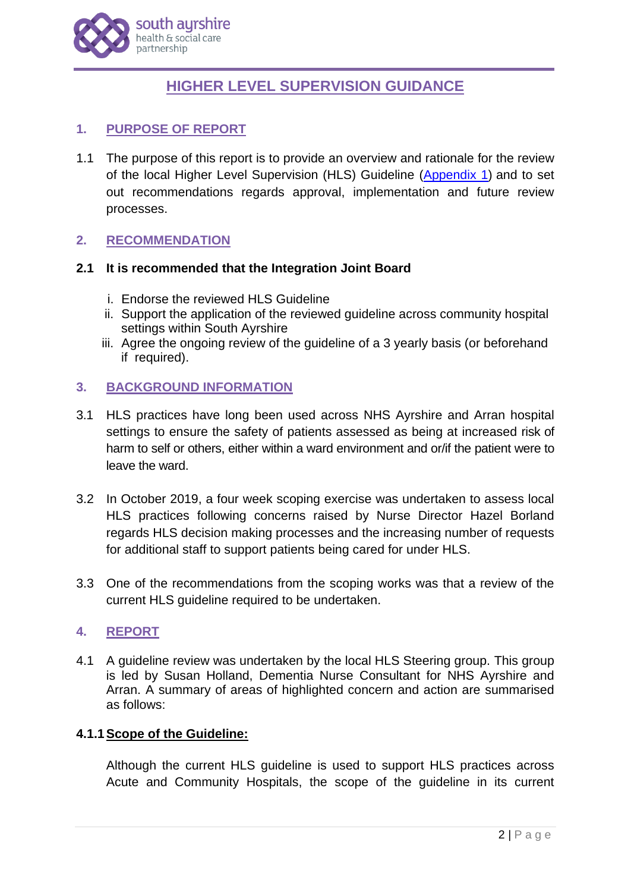# HIGHER LEVEL SUPERVISION GUIDANCE

## 1. PURPOSE OF REPORT

1.1 The purpose of this report is to provide an overview and rationale for the review of the local Higher Level Supervision (HLS) Guideline (Appendix 1) and to set out recommendations regards approval, implementation and future review processes.

## 2. RECOMMENDATION

**2.1 It is recommended that the Integration Joint Board**

i. Endorse the reviewed HLS Guideline
ii. Support the application of the reviewed guideline across community hospital settings within South Ayrshire
iii. Agree the ongoing review of the guideline of a 3 yearly basis (or beforehand if required).

## 3. BACKGROUND INFORMATION

3.1 HLS practices have long been used across NHS Ayrshire and Arran hospital settings to ensure the safety of patients assessed as being at increased risk of harm to self or others, either within a ward environment and or/if the patient were to leave the ward.

3.2 In October 2019, a four week scoping exercise was undertaken to assess local HLS practices following concerns raised by Nurse Director Hazel Borland regards HLS decision making processes and the increasing number of requests for additional staff to support patients being cared for under HLS.

3.3 One of the recommendations from the scoping works was that a review of the current HLS guideline required to be undertaken.

## 4. REPORT

4.1 A guideline review was undertaken by the local HLS Steering group. This group is led by Susan Holland, Dementia Nurse Consultant for NHS Ayrshire and Arran. A summary of areas of highlighted concern and action are summarised as follows:

**4.1.1 Scope of the Guideline:**

Although the current HLS guideline is used to support HLS practices across Acute and Community Hospitals, the scope of the guideline in its current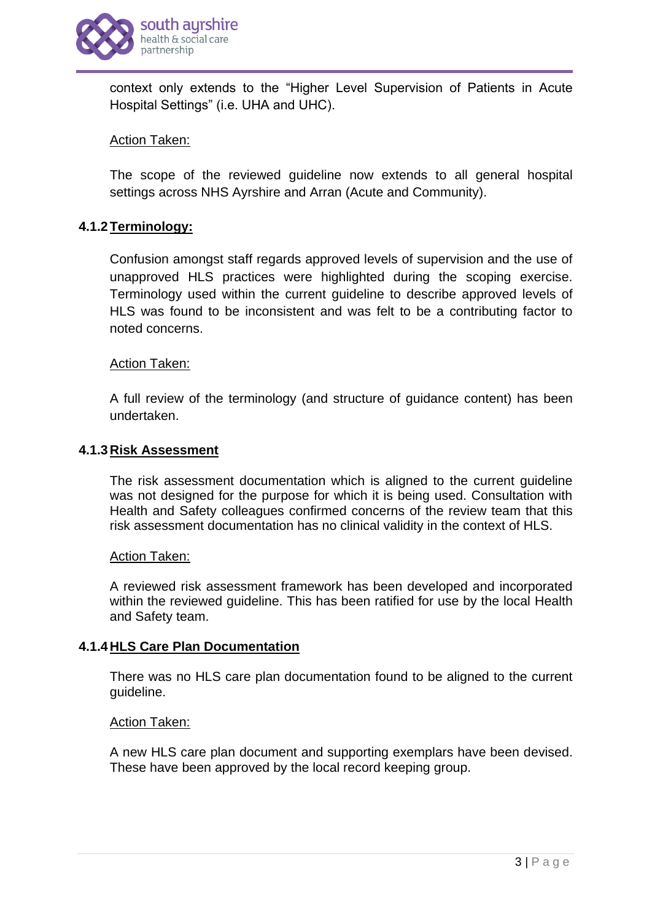context only extends to the "Higher Level Supervision of Patients in Acute Hospital Settings" (i.e. UHA and UHC).

Action Taken:

The scope of the reviewed guideline now extends to all general hospital settings across NHS Ayrshire and Arran (Acute and Community).

#### 4.1.2 Terminology:

Confusion amongst staff regards approved levels of supervision and the use of unapproved HLS practices were highlighted during the scoping exercise. Terminology used within the current guideline to describe approved levels of HLS was found to be inconsistent and was felt to be a contributing factor to noted concerns.

Action Taken:

A full review of the terminology (and structure of guidance content) has been undertaken.

#### 4.1.3 Risk Assessment

The risk assessment documentation which is aligned to the current guideline was not designed for the purpose for which it is being used. Consultation with Health and Safety colleagues confirmed concerns of the review team that this risk assessment documentation has no clinical validity in the context of HLS.

Action Taken:

A reviewed risk assessment framework has been developed and incorporated within the reviewed guideline. This has been ratified for use by the local Health and Safety team.

#### 4.1.4 HLS Care Plan Documentation

There was no HLS care plan documentation found to be aligned to the current guideline.

Action Taken:

A new HLS care plan document and supporting exemplars have been devised. These have been approved by the local record keeping group.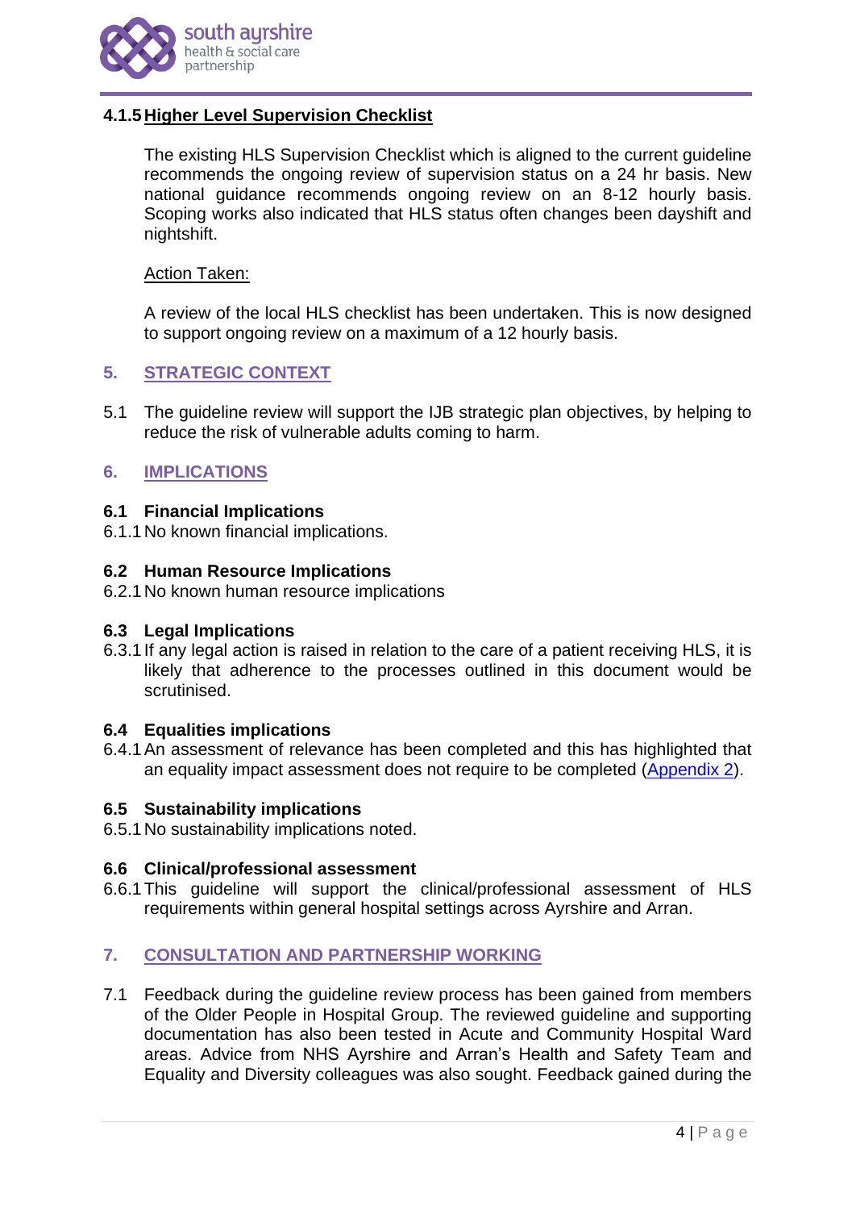#### 4.1.5 Higher Level Supervision Checklist

The existing HLS Supervision Checklist which is aligned to the current guideline recommends the ongoing review of supervision status on a 24 hr basis. New national guidance recommends ongoing review on an 8-12 hourly basis. Scoping works also indicated that HLS status often changes been dayshift and nightshift.

Action Taken:

A review of the local HLS checklist has been undertaken. This is now designed to support ongoing review on a maximum of a 12 hourly basis.

## 5. STRATEGIC CONTEXT

5.1 The guideline review will support the IJB strategic plan objectives, by helping to reduce the risk of vulnerable adults coming to harm.

## 6. IMPLICATIONS

### 6.1 Financial Implications

6.1.1 No known financial implications.

### 6.2 Human Resource Implications

6.2.1 No known human resource implications

### 6.3 Legal Implications

6.3.1 If any legal action is raised in relation to the care of a patient receiving HLS, it is likely that adherence to the processes outlined in this document would be scrutinised.

### 6.4 Equalities implications

6.4.1 An assessment of relevance has been completed and this has highlighted that an equality impact assessment does not require to be completed (Appendix 2).

### 6.5 Sustainability implications

6.5.1 No sustainability implications noted.

### 6.6 Clinical/professional assessment

6.6.1 This guideline will support the clinical/professional assessment of HLS requirements within general hospital settings across Ayrshire and Arran.

## 7. CONSULTATION AND PARTNERSHIP WORKING

7.1 Feedback during the guideline review process has been gained from members of the Older People in Hospital Group. The reviewed guideline and supporting documentation has also been tested in Acute and Community Hospital Ward areas. Advice from NHS Ayrshire and Arran's Health and Safety Team and Equality and Diversity colleagues was also sought. Feedback gained during the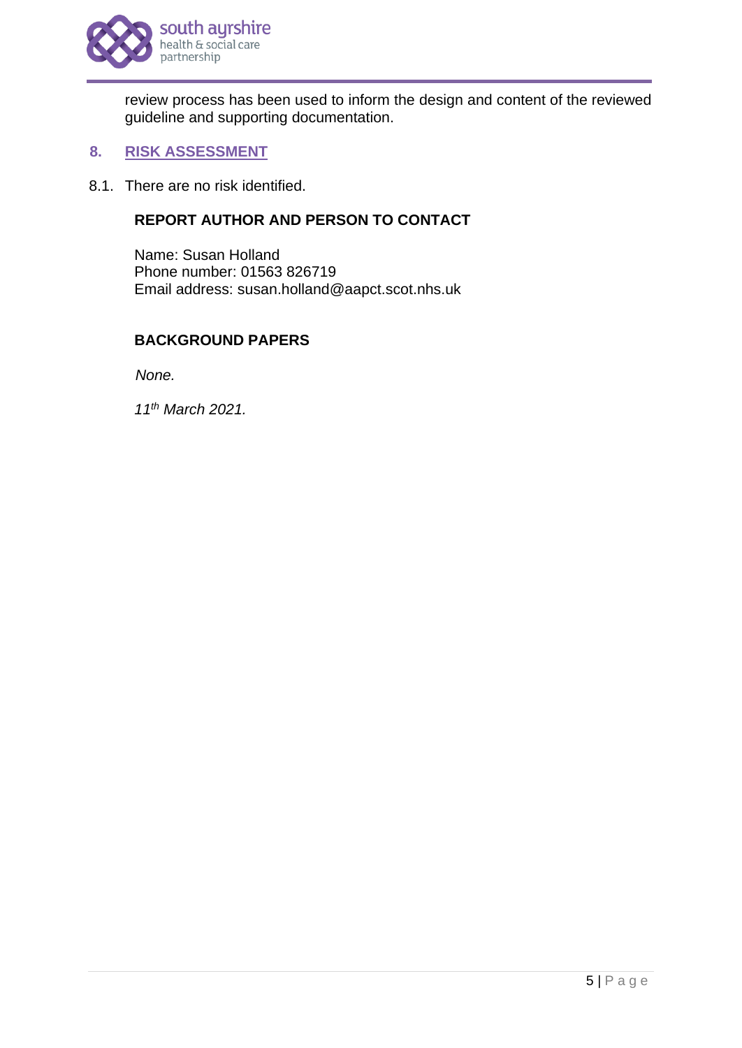review process has been used to inform the design and content of the reviewed guideline and supporting documentation.

## 8. RISK ASSESSMENT

8.1. There are no risk identified.

**REPORT AUTHOR AND PERSON TO CONTACT**

Name: Susan Holland
Phone number: 01563 826719
Email address: susan.holland@aapct.scot.nhs.uk

**BACKGROUND PAPERS**

*None.*

*11th March 2021.*